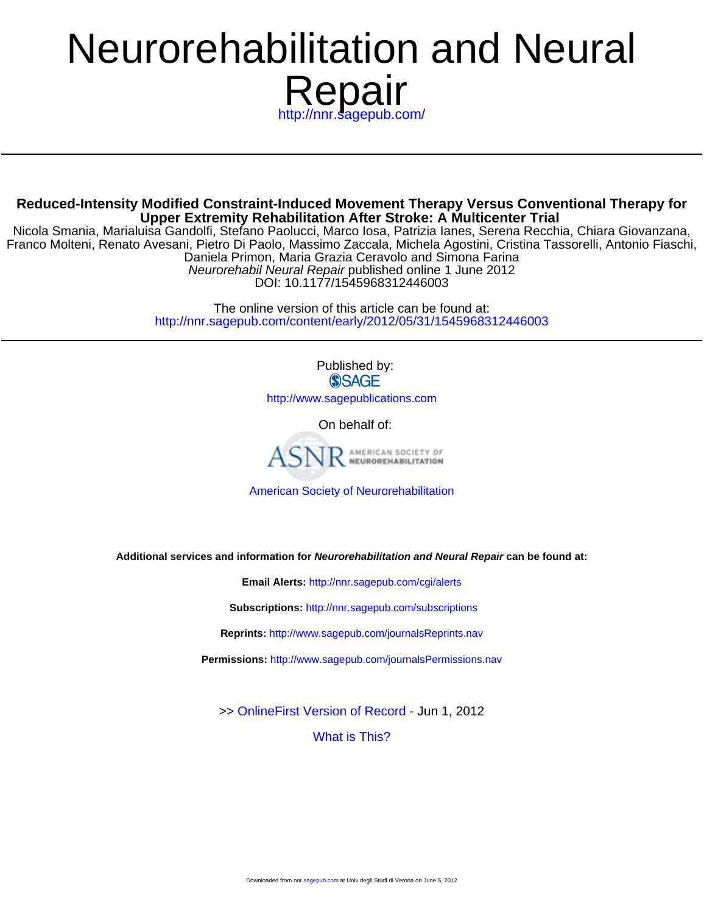# Neurorehabilitation and Neural Repair

http://nnr.sagepub.com/

## Reduced-Intensity Modified Constraint-Induced Movement Therapy Versus Conventional Therapy for Upper Extremity Rehabilitation After Stroke: A Multicenter Trial

Nicola Smania, Marialuisa Gandolfi, Stefano Paolucci, Marco Iosa, Patrizia Ianes, Serena Recchia, Chiara Giovanzana, Franco Molteni, Renato Avesani, Pietro Di Paolo, Massimo Zaccala, Michela Agostini, Cristina Tassorelli, Antonio Fiaschi, Daniela Primon, Maria Grazia Ceravolo and Simona Farina

*Neurorehabil Neural Repair* published online 1 June 2012

DOI: 10.1177/1545968312446003

The online version of this article can be found at:
http://nnr.sagepub.com/content/early/2012/05/31/1545968312446003

Published by:

SAGE

http://www.sagepublications.com

On behalf of:

ASNR AMERICAN SOCIETY OF NEUROREHABILITATION

American Society of Neurorehabilitation

**Additional services and information for *Neurorehabilitation and Neural Repair* can be found at:**

**Email Alerts:** http://nnr.sagepub.com/cgi/alerts

**Subscriptions:** http://nnr.sagepub.com/subscriptions

**Reprints:** http://www.sagepub.com/journalsReprints.nav

**Permissions:** http://www.sagepub.com/journalsPermissions.nav

>> OnlineFirst Version of Record - Jun 1, 2012

What is This?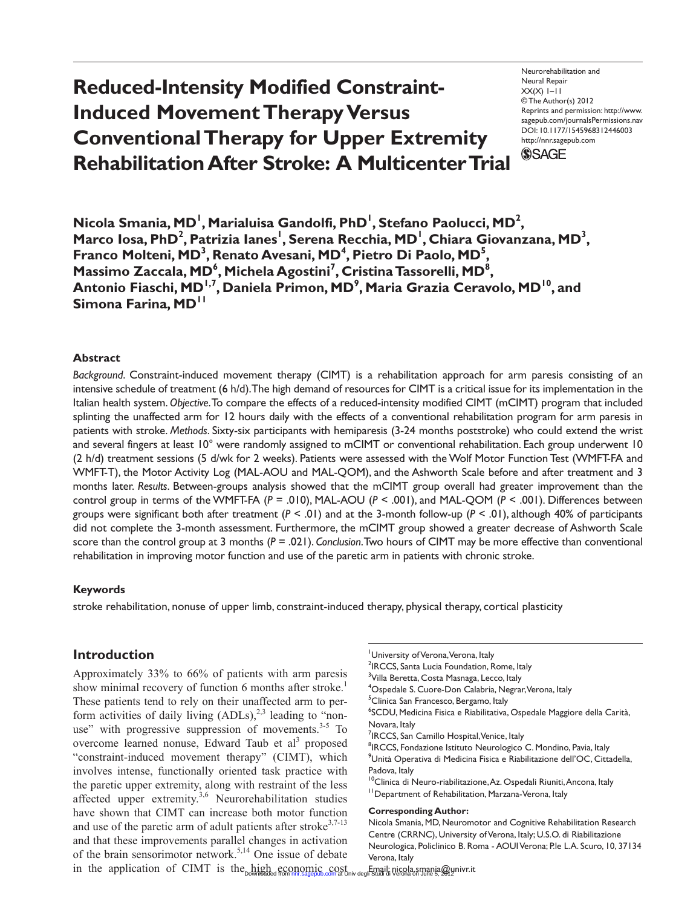# Reduced-Intensity Modified Constraint-Induced Movement Therapy Versus Conventional Therapy for Upper Extremity Rehabilitation After Stroke: A Multicenter Trial

Neurorehabilitation and Neural Repair
XX(X) 1–11
© The Author(s) 2012
Reprints and permission: http://www.sagepub.com/journalsPermissions.nav
DOI: 10.1177/1545968312446003
http://nnr.sagepub.com

**Nicola Smania, MD[1], Marialuisa Gandolfi, PhD[1], Stefano Paolucci, MD[2], Marco Iosa, PhD[2], Patrizia Ianes[1], Serena Recchia, MD[1], Chiara Giovanzana, MD[3], Franco Molteni, MD[3], Renato Avesani, MD[4], Pietro Di Paolo, MD[5], Massimo Zaccala, MD[6], Michela Agostini[7], Cristina Tassorelli, MD[8], Antonio Fiaschi, MD[1,7], Daniela Primon, MD[9], Maria Grazia Ceravolo, MD[10], and Simona Farina, MD[11]**

## Abstract

*Background*. Constraint-induced movement therapy (CIMT) is a rehabilitation approach for arm paresis consisting of an intensive schedule of treatment (6 h/d). The high demand of resources for CIMT is a critical issue for its implementation in the Italian health system. *Objective*. To compare the effects of a reduced-intensity modified CIMT (mCIMT) program that included splinting the unaffected arm for 12 hours daily with the effects of a conventional rehabilitation program for arm paresis in patients with stroke. *Methods*. Sixty-six participants with hemiparesis (3-24 months poststroke) who could extend the wrist and several fingers at least 10° were randomly assigned to mCIMT or conventional rehabilitation. Each group underwent 10 (2 h/d) treatment sessions (5 d/wk for 2 weeks). Patients were assessed with the Wolf Motor Function Test (WMFT-FA and WMFT-T), the Motor Activity Log (MAL-AOU and MAL-QOM), and the Ashworth Scale before and after treatment and 3 months later. *Results*. Between-groups analysis showed that the mCIMT group overall had greater improvement than the control group in terms of the WMFT-FA ($P$ = .010), MAL-AOU ($P$ < .001), and MAL-QOM ($P$ < .001). Differences between groups were significant both after treatment ($P$ < .01) and at the 3-month follow-up ($P$ < .01), although 40% of participants did not complete the 3-month assessment. Furthermore, the mCIMT group showed a greater decrease of Ashworth Scale score than the control group at 3 months ($P$ = .021). *Conclusion*. Two hours of CIMT may be more effective than conventional rehabilitation in improving motor function and use of the paretic arm in patients with chronic stroke.

### Keywords

stroke rehabilitation, nonuse of upper limb, constraint-induced therapy, physical therapy, cortical plasticity

## Introduction

Approximately 33% to 66% of patients with arm paresis show minimal recovery of function 6 months after stroke.[1] These patients tend to rely on their unaffected arm to perform activities of daily living (ADLs),[2,3] leading to "non-use" with progressive suppression of movements.[3-5] To overcome learned nonuse, Edward Taub et al[3] proposed "constraint-induced movement therapy" (CIMT), which involves intense, functionally oriented task practice with the paretic upper extremity, along with restraint of the less affected upper extremity.[3,6] Neurorehabilitation studies have shown that CIMT can increase both motor function and use of the paretic arm of adult patients after stroke[3,7-13] and that these improvements parallel changes in activation of the brain sensorimotor network.[5,14] One issue of debate in the application of CIMT is the high economic cost

[1]University of Verona, Verona, Italy
[2]IRCCS, Santa Lucia Foundation, Rome, Italy
[3]Villa Beretta, Costa Masnaga, Lecco, Italy
[4]Ospedale S. Cuore-Don Calabria, Negrar, Verona, Italy
[5]Clinica San Francesco, Bergamo, Italy
[6]SCDU, Medicina Fisica e Riabilitativa, Ospedale Maggiore della Carità, Novara, Italy
[7]IRCCS, San Camillo Hospital, Venice, Italy
[8]IRCCS, Fondazione Istituto Neurologico C. Mondino, Pavia, Italy
[9]Unità Operativa di Medicina Fisica e Riabilitazione dell'OC, Cittadella, Padova, Italy
[10]Clinica di Neuro-riabilitazione, Az. Ospedali Riuniti, Ancona, Italy
[11]Department of Rehabilitation, Marzana-Verona, Italy

**Corresponding Author:**
Nicola Smania, MD, Neuromotor and Cognitive Rehabilitation Research Centre (CRRNC), University of Verona, Italy; U.S.O. di Riabilitazione Neurologica, Policlinico B. Roma - AOUI Verona; P.le L.A. Scuro, 10, 37134 Verona, Italy
Email: nicola.smania@univr.it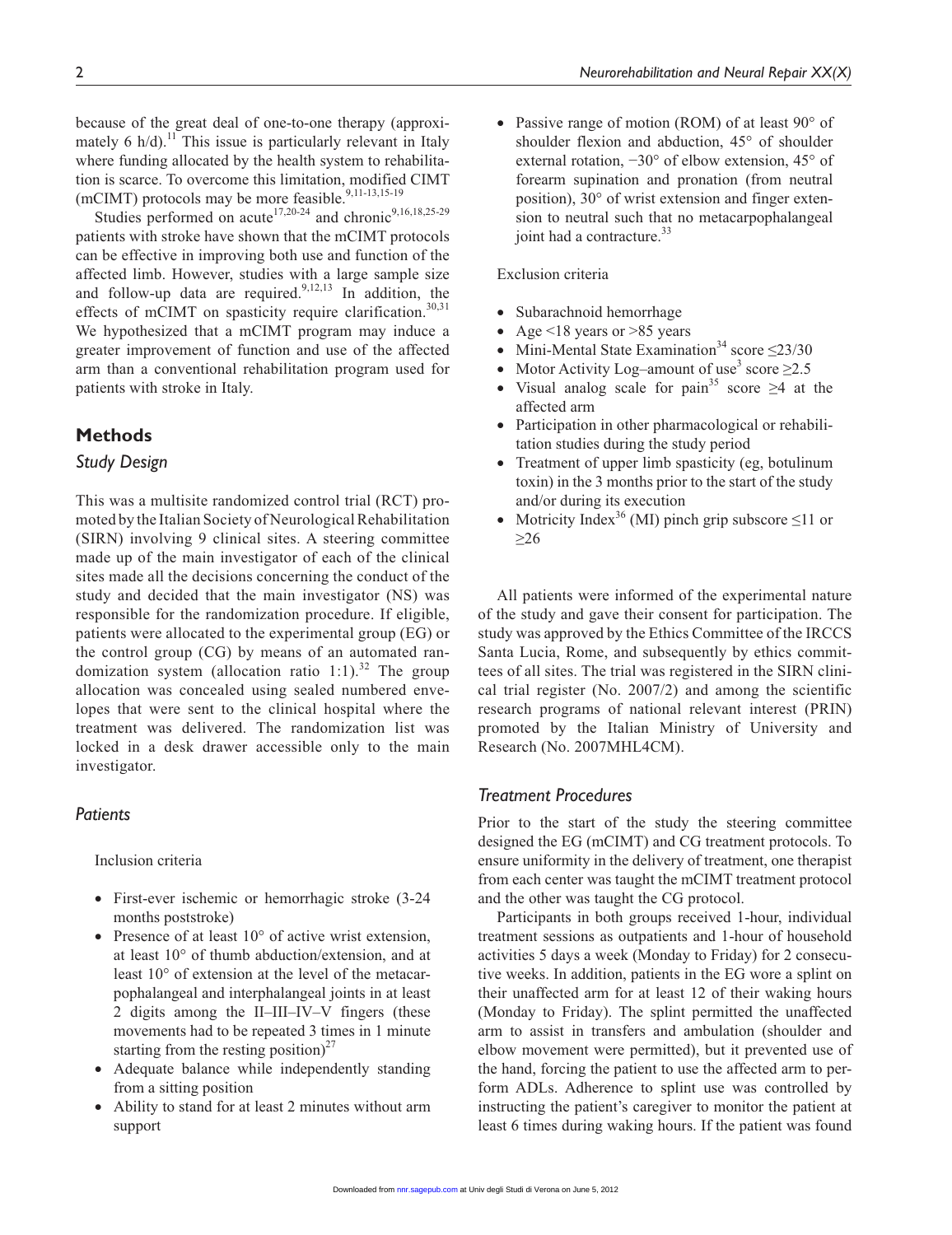because of the great deal of one-to-one therapy (approximately 6 h/d).[11] This issue is particularly relevant in Italy where funding allocated by the health system to rehabilitation is scarce. To overcome this limitation, modified CIMT (mCIMT) protocols may be more feasible.[9,11-13,15-19]

Studies performed on acute[17,20-24] and chronic[9,16,18,25-29] patients with stroke have shown that the mCIMT protocols can be effective in improving both use and function of the affected limb. However, studies with a large sample size and follow-up data are required.[9,12,13] In addition, the effects of mCIMT on spasticity require clarification.[30,31] We hypothesized that a mCIMT program may induce a greater improvement of function and use of the affected arm than a conventional rehabilitation program used for patients with stroke in Italy.

## Methods

### Study Design

This was a multisite randomized control trial (RCT) promoted by the Italian Society of Neurological Rehabilitation (SIRN) involving 9 clinical sites. A steering committee made up of the main investigator of each of the clinical sites made all the decisions concerning the conduct of the study and decided that the main investigator (NS) was responsible for the randomization procedure. If eligible, patients were allocated to the experimental group (EG) or the control group (CG) by means of an automated randomization system (allocation ratio 1:1).[32] The group allocation was concealed using sealed numbered envelopes that were sent to the clinical hospital where the treatment was delivered. The randomization list was locked in a desk drawer accessible only to the main investigator.

### Patients

Inclusion criteria

- First-ever ischemic or hemorrhagic stroke (3-24 months poststroke)
- Presence of at least 10° of active wrist extension, at least 10° of thumb abduction/extension, and at least 10° of extension at the level of the metacarpophalangeal and interphalangeal joints in at least 2 digits among the II–III–IV–V fingers (these movements had to be repeated 3 times in 1 minute starting from the resting position)[27]
- Adequate balance while independently standing from a sitting position
- Ability to stand for at least 2 minutes without arm support
- Passive range of motion (ROM) of at least 90° of shoulder flexion and abduction, 45° of shoulder external rotation, −30° of elbow extension, 45° of forearm supination and pronation (from neutral position), 30° of wrist extension and finger extension to neutral such that no metacarpophalangeal joint had a contracture.[33]

Exclusion criteria

- Subarachnoid hemorrhage
- Age <18 years or >85 years
- Mini-Mental State Examination[34] score ≤23/30
- Motor Activity Log–amount of use[3] score ≥2.5
- Visual analog scale for pain[35] score ≥4 at the affected arm
- Participation in other pharmacological or rehabilitation studies during the study period
- Treatment of upper limb spasticity (eg, botulinum toxin) in the 3 months prior to the start of the study and/or during its execution
- Motricity Index[36] (MI) pinch grip subscore ≤11 or ≥26

All patients were informed of the experimental nature of the study and gave their consent for participation. The study was approved by the Ethics Committee of the IRCCS Santa Lucia, Rome, and subsequently by ethics committees of all sites. The trial was registered in the SIRN clinical trial register (No. 2007/2) and among the scientific research programs of national relevant interest (PRIN) promoted by the Italian Ministry of University and Research (No. 2007MHL4CM).

### Treatment Procedures

Prior to the start of the study the steering committee designed the EG (mCIMT) and CG treatment protocols. To ensure uniformity in the delivery of treatment, one therapist from each center was taught the mCIMT treatment protocol and the other was taught the CG protocol.

Participants in both groups received 1-hour, individual treatment sessions as outpatients and 1-hour of household activities 5 days a week (Monday to Friday) for 2 consecutive weeks. In addition, patients in the EG wore a splint on their unaffected arm for at least 12 of their waking hours (Monday to Friday). The splint permitted the unaffected arm to assist in transfers and ambulation (shoulder and elbow movement were permitted), but it prevented use of the hand, forcing the patient to use the affected arm to perform ADLs. Adherence to splint use was controlled by instructing the patient's caregiver to monitor the patient at least 6 times during waking hours. If the patient was found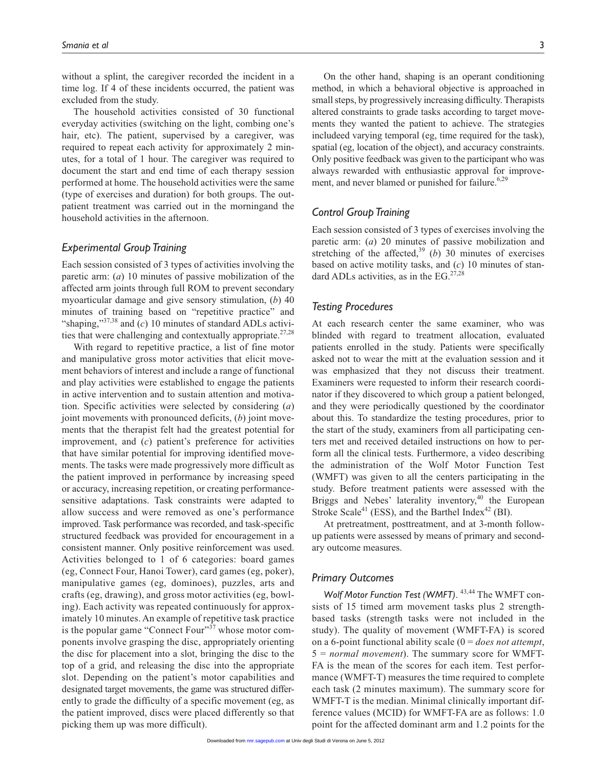without a splint, the caregiver recorded the incident in a time log. If 4 of these incidents occurred, the patient was excluded from the study.

The household activities consisted of 30 functional everyday activities (switching on the light, combing one's hair, etc). The patient, supervised by a caregiver, was required to repeat each activity for approximately 2 minutes, for a total of 1 hour. The caregiver was required to document the start and end time of each therapy session performed at home. The household activities were the same (type of exercises and duration) for both groups. The outpatient treatment was carried out in the morningand the household activities in the afternoon.

### Experimental Group Training

Each session consisted of 3 types of activities involving the paretic arm: (*a*) 10 minutes of passive mobilization of the affected arm joints through full ROM to prevent secondary myoarticular damage and give sensory stimulation, (*b*) 40 minutes of training based on "repetitive practice" and "shaping,"[37,38] and (*c*) 10 minutes of standard ADLs activities that were challenging and contextually appropriate.[27,28]

With regard to repetitive practice, a list of fine motor and manipulative gross motor activities that elicit movement behaviors of interest and include a range of functional and play activities were established to engage the patients in active intervention and to sustain attention and motivation. Specific activities were selected by considering (*a*) joint movements with pronounced deficits, (*b*) joint movements that the therapist felt had the greatest potential for improvement, and (*c*) patient's preference for activities that have similar potential for improving identified movements. The tasks were made progressively more difficult as the patient improved in performance by increasing speed or accuracy, increasing repetition, or creating performance-sensitive adaptations. Task constraints were adapted to allow success and were removed as one's performance improved. Task performance was recorded, and task-specific structured feedback was provided for encouragement in a consistent manner. Only positive reinforcement was used. Activities belonged to 1 of 6 categories: board games (eg, Connect Four, Hanoi Tower), card games (eg, poker), manipulative games (eg, dominoes), puzzles, arts and crafts (eg, drawing), and gross motor activities (eg, bowling). Each activity was repeated continuously for approximately 10 minutes. An example of repetitive task practice is the popular game "Connect Four"[37] whose motor components involve grasping the disc, appropriately orienting the disc for placement into a slot, bringing the disc to the top of a grid, and releasing the disc into the appropriate slot. Depending on the patient's motor capabilities and designated target movements, the game was structured differently to grade the difficulty of a specific movement (eg, as the patient improved, discs were placed differently so that picking them up was more difficult).

On the other hand, shaping is an operant conditioning method, in which a behavioral objective is approached in small steps, by progressively increasing difficulty. Therapists altered constraints to grade tasks according to target movements they wanted the patient to achieve. The strategies includeed varying temporal (eg, time required for the task), spatial (eg, location of the object), and accuracy constraints. Only positive feedback was given to the participant who was always rewarded with enthusiastic approval for improvement, and never blamed or punished for failure.[6,29]

### Control Group Training

Each session consisted of 3 types of exercises involving the paretic arm: (*a*) 20 minutes of passive mobilization and stretching of the affected,[39] (*b*) 30 minutes of exercises based on active motility tasks, and (*c*) 10 minutes of standard ADLs activities, as in the EG.[27,28]

### Testing Procedures

At each research center the same examiner, who was blinded with regard to treatment allocation, evaluated patients enrolled in the study. Patients were specifically asked not to wear the mitt at the evaluation session and it was emphasized that they not discuss their treatment. Examiners were requested to inform their research coordinator if they discovered to which group a patient belonged, and they were periodically questioned by the coordinator about this. To standardize the testing procedures, prior to the start of the study, examiners from all participating centers met and received detailed instructions on how to perform all the clinical tests. Furthermore, a video describing the administration of the Wolf Motor Function Test (WMFT) was given to all the centers participating in the study. Before treatment patients were assessed with the Briggs and Nebes' laterality inventory,[40] the European Stroke Scale[41] (ESS), and the Barthel Index[42] (BI).

At pretreatment, posttreatment, and at 3-month follow-up patients were assessed by means of primary and secondary outcome measures.

### Primary Outcomes

*Wolf Motor Function Test (WMFT)*.[43,44] The WMFT consists of 15 timed arm movement tasks plus 2 strength-based tasks (strength tasks were not included in the study). The quality of movement (WMFT-FA) is scored on a 6-point functional ability scale (0 = *does not attempt*, 5 = *normal movement*). The summary score for WMFT-FA is the mean of the scores for each item. Test performance (WMFT-T) measures the time required to complete each task (2 minutes maximum). The summary score for WMFT-T is the median. Minimal clinically important difference values (MCID) for WMFT-FA are as follows: 1.0 point for the affected dominant arm and 1.2 points for the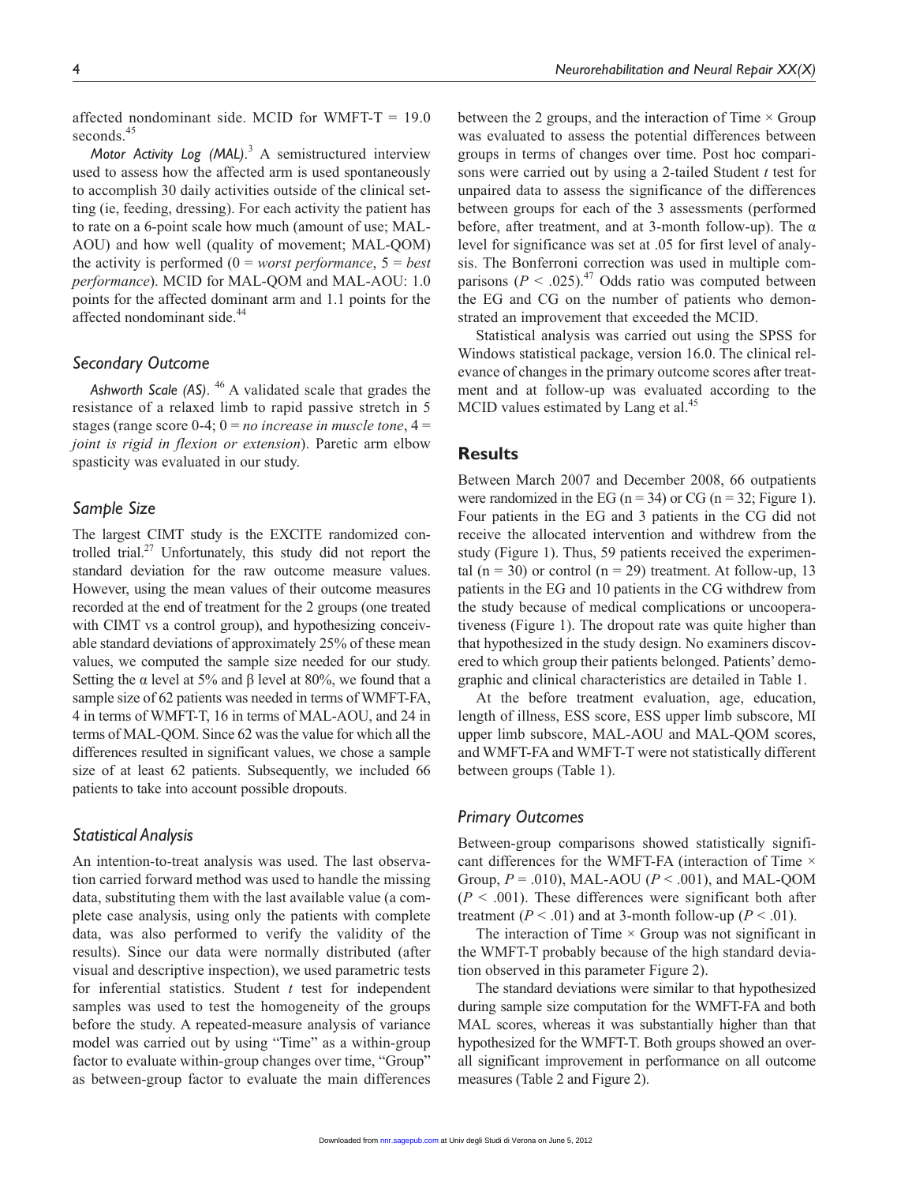affected nondominant side. MCID for WMFT-T = 19.0 seconds.[45]

*Motor Activity Log (MAL)*.[3] A semistructured interview used to assess how the affected arm is used spontaneously to accomplish 30 daily activities outside of the clinical setting (ie, feeding, dressing). For each activity the patient has to rate on a 6-point scale how much (amount of use; MAL-AOU) and how well (quality of movement; MAL-QOM) the activity is performed (0 = *worst performance*, 5 = *best performance*). MCID for MAL-QOM and MAL-AOU: 1.0 points for the affected dominant arm and 1.1 points for the affected nondominant side.[44]

### Secondary Outcome

*Ashworth Scale (AS)*.[46] A validated scale that grades the resistance of a relaxed limb to rapid passive stretch in 5 stages (range score 0-4; 0 = *no increase in muscle tone*, 4 = *joint is rigid in flexion or extension*). Paretic arm elbow spasticity was evaluated in our study.

### Sample Size

The largest CIMT study is the EXCITE randomized controlled trial.[27] Unfortunately, this study did not report the standard deviation for the raw outcome measure values. However, using the mean values of their outcome measures recorded at the end of treatment for the 2 groups (one treated with CIMT vs a control group), and hypothesizing conceivable standard deviations of approximately 25% of these mean values, we computed the sample size needed for our study. Setting the α level at 5% and β level at 80%, we found that a sample size of 62 patients was needed in terms of WMFT-FA, 4 in terms of WMFT-T, 16 in terms of MAL-AOU, and 24 in terms of MAL-QOM. Since 62 was the value for which all the differences resulted in significant values, we chose a sample size of at least 62 patients. Subsequently, we included 66 patients to take into account possible dropouts.

### Statistical Analysis

An intention-to-treat analysis was used. The last observation carried forward method was used to handle the missing data, substituting them with the last available value (a complete case analysis, using only the patients with complete data, was also performed to verify the validity of the results). Since our data were normally distributed (after visual and descriptive inspection), we used parametric tests for inferential statistics. Student *t* test for independent samples was used to test the homogeneity of the groups before the study. A repeated-measure analysis of variance model was carried out by using "Time" as a within-group factor to evaluate within-group changes over time, "Group" as between-group factor to evaluate the main differences between the 2 groups, and the interaction of Time × Group was evaluated to assess the potential differences between groups in terms of changes over time. Post hoc comparisons were carried out by using a 2-tailed Student *t* test for unpaired data to assess the significance of the differences between groups for each of the 3 assessments (performed before, after treatment, and at 3-month follow-up). The α level for significance was set at .05 for first level of analysis. The Bonferroni correction was used in multiple comparisons ($P < .025$).[47] Odds ratio was computed between the EG and CG on the number of patients who demonstrated an improvement that exceeded the MCID.

Statistical analysis was carried out using the SPSS for Windows statistical package, version 16.0. The clinical relevance of changes in the primary outcome scores after treatment and at follow-up was evaluated according to the MCID values estimated by Lang et al.[45]

## Results

Between March 2007 and December 2008, 66 outpatients were randomized in the EG (n = 34) or CG (n = 32; Figure 1). Four patients in the EG and 3 patients in the CG did not receive the allocated intervention and withdrew from the study (Figure 1). Thus, 59 patients received the experimental (n = 30) or control (n = 29) treatment. At follow-up, 13 patients in the EG and 10 patients in the CG withdrew from the study because of medical complications or uncooperativeness (Figure 1). The dropout rate was quite higher than that hypothesized in the study design. No examiners discovered to which group their patients belonged. Patients' demographic and clinical characteristics are detailed in Table 1.

At the before treatment evaluation, age, education, length of illness, ESS score, ESS upper limb subscore, MI upper limb subscore, MAL-AOU and MAL-QOM scores, and WMFT-FA and WMFT-T were not statistically different between groups (Table 1).

### Primary Outcomes

Between-group comparisons showed statistically significant differences for the WMFT-FA (interaction of Time × Group, $P = .010$), MAL-AOU ($P < .001$), and MAL-QOM ($P < .001$). These differences were significant both after treatment ($P < .01$) and at 3-month follow-up ($P < .01$).

The interaction of Time × Group was not significant in the WMFT-T probably because of the high standard deviation observed in this parameter Figure 2).

The standard deviations were similar to that hypothesized during sample size computation for the WMFT-FA and both MAL scores, whereas it was substantially higher than that hypothesized for the WMFT-T. Both groups showed an overall significant improvement in performance on all outcome measures (Table 2 and Figure 2).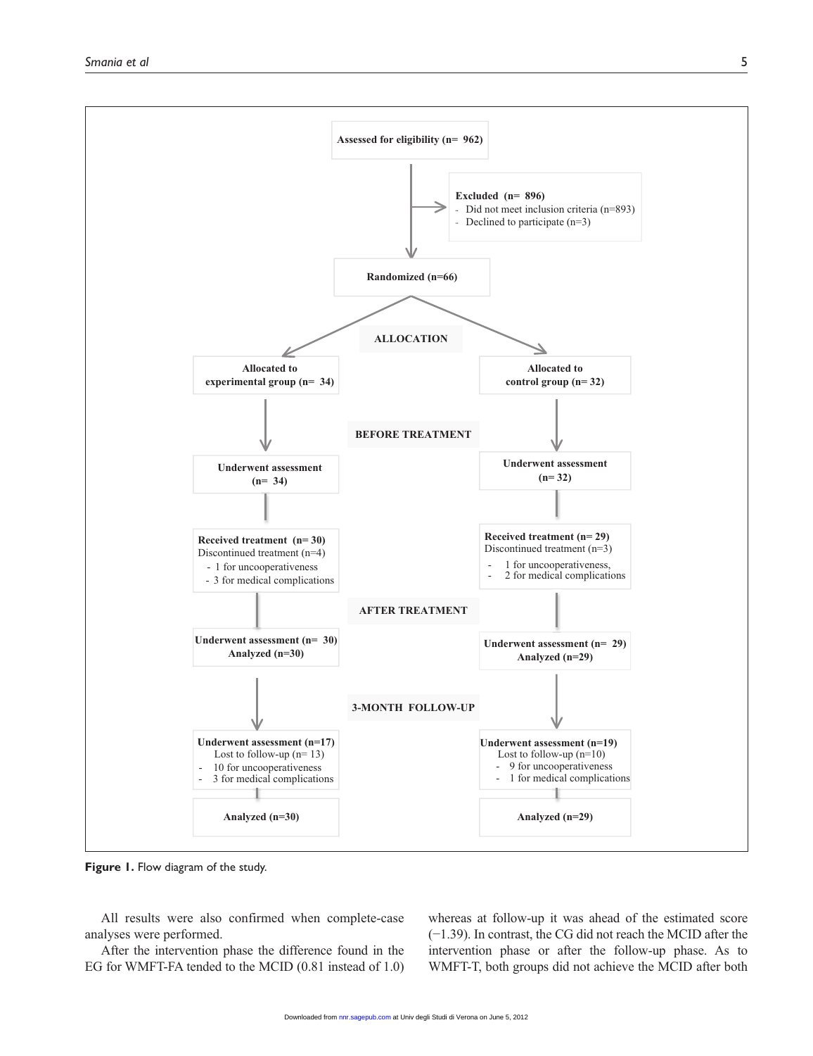Assessed for eligibility (n= 962)

Excluded (n= 896)
- Did not meet inclusion criteria (n=893)
- Declined to participate (n=3)

Randomized (n=66)

ALLOCATION

| Experimental group | Control group |
| --- | --- |
| Allocated to experimental group (n= 34) | Allocated to control group (n= 32) |

BEFORE TREATMENT

| Experimental group | Control group |
| --- | --- |
| Underwent assessment (n= 34) | Underwent assessment (n= 32) |
| Received treatment (n= 30)<br>Discontinued treatment (n=4)<br>- 1 for uncooperativeness<br>- 3 for medical complications | Received treatment (n= 29)<br>Discontinued treatment (n=3)<br>- 1 for uncooperativeness,<br>- 2 for medical complications |

AFTER TREATMENT

| Experimental group | Control group |
| --- | --- |
| Underwent assessment (n= 30)<br>Analyzed (n=30) | Underwent assessment (n= 29)<br>Analyzed (n=29) |

3-MONTH FOLLOW-UP

| Experimental group | Control group |
| --- | --- |
| Underwent assessment (n=17)<br>Lost to follow-up (n= 13)<br>- 10 for uncooperativeness<br>- 3 for medical complications | Underwent assessment (n=19)<br>Lost to follow-up (n=10)<br>- 9 for uncooperativeness<br>- 1 for medical complications |
| Analyzed (n=30) | Analyzed (n=29) |

**Figure 1.** Flow diagram of the study.

All results were also confirmed when complete-case analyses were performed.

After the intervention phase the difference found in the EG for WMFT-FA tended to the MCID (0.81 instead of 1.0) whereas at follow-up it was ahead of the estimated score (−1.39). In contrast, the CG did not reach the MCID after the intervention phase or after the follow-up phase. As to WMFT-T, both groups did not achieve the MCID after both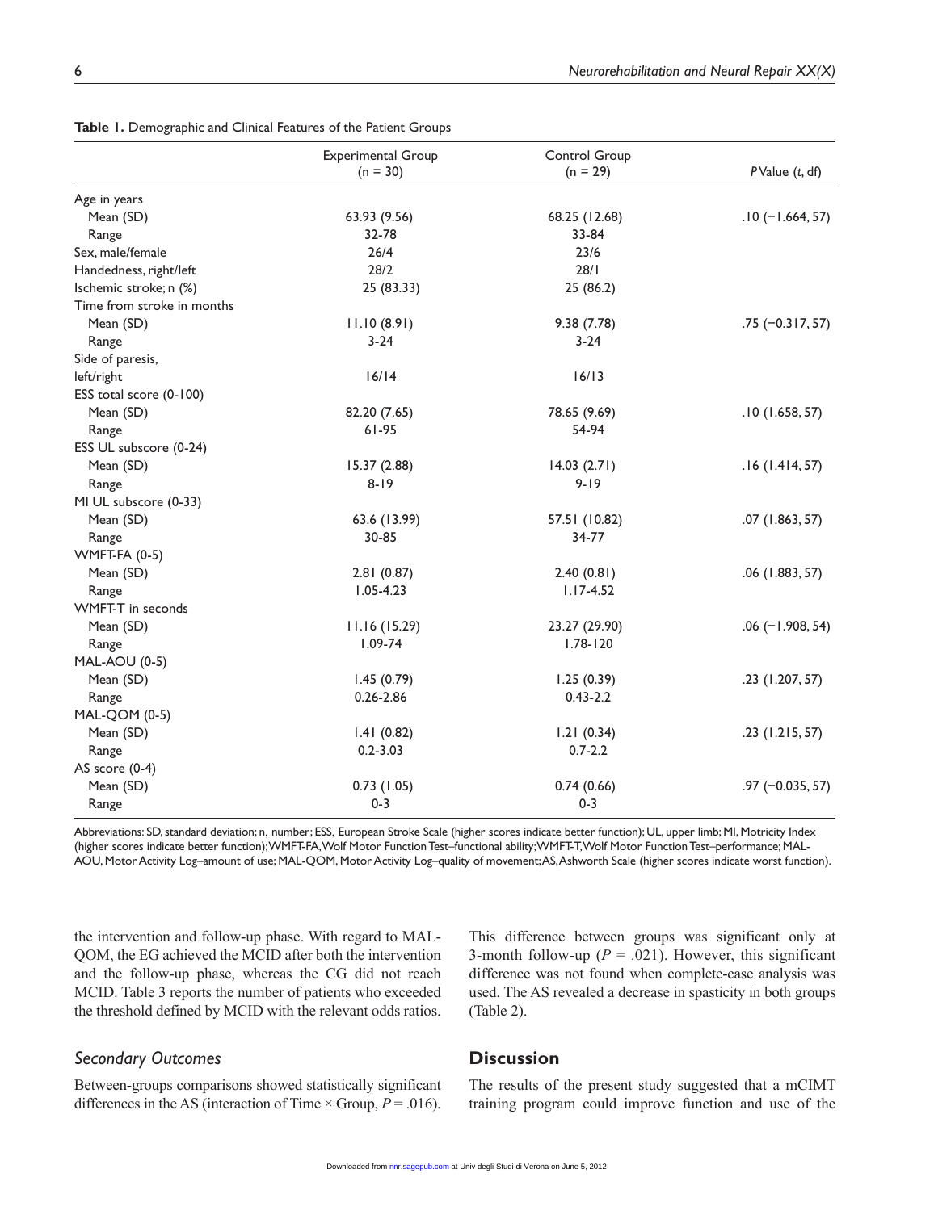**Table 1.** Demographic and Clinical Features of the Patient Groups

| | Experimental Group (n = 30) | Control Group (n = 29) | P Value (t, df) |
|---|---|---|---|
| Age in years | | | |
| Mean (SD) | 63.93 (9.56) | 68.25 (12.68) | .10 (−1.664, 57) |
| Range | 32-78 | 33-84 | |
| Sex, male/female | 26/4 | 23/6 | |
| Handedness, right/left | 28/2 | 28/1 | |
| Ischemic stroke; n (%) | 25 (83.33) | 25 (86.2) | |
| Time from stroke in months | | | |
| Mean (SD) | 11.10 (8.91) | 9.38 (7.78) | .75 (−0.317, 57) |
| Range | 3-24 | 3-24 | |
| Side of paresis, left/right | 16/14 | 16/13 | |
| ESS total score (0-100) | | | |
| Mean (SD) | 82.20 (7.65) | 78.65 (9.69) | .10 (1.658, 57) |
| Range | 61-95 | 54-94 | |
| ESS UL subscore (0-24) | | | |
| Mean (SD) | 15.37 (2.88) | 14.03 (2.71) | .16 (1.414, 57) |
| Range | 8-19 | 9-19 | |
| MI UL subscore (0-33) | | | |
| Mean (SD) | 63.6 (13.99) | 57.51 (10.82) | .07 (1.863, 57) |
| Range | 30-85 | 34-77 | |
| WMFT-FA (0-5) | | | |
| Mean (SD) | 2.81 (0.87) | 2.40 (0.81) | .06 (1.883, 57) |
| Range | 1.05-4.23 | 1.17-4.52 | |
| WMFT-T in seconds | | | |
| Mean (SD) | 11.16 (15.29) | 23.27 (29.90) | .06 (−1.908, 54) |
| Range | 1.09-74 | 1.78-120 | |
| MAL-AOU (0-5) | | | |
| Mean (SD) | 1.45 (0.79) | 1.25 (0.39) | .23 (1.207, 57) |
| Range | 0.26-2.86 | 0.43-2.2 | |
| MAL-QOM (0-5) | | | |
| Mean (SD) | 1.41 (0.82) | 1.21 (0.34) | .23 (1.215, 57) |
| Range | 0.2-3.03 | 0.7-2.2 | |
| AS score (0-4) | | | |
| Mean (SD) | 0.73 (1.05) | 0.74 (0.66) | .97 (−0.035, 57) |
| Range | 0-3 | 0-3 | |

Abbreviations: SD, standard deviation; n, number; ESS, European Stroke Scale (higher scores indicate better function); UL, upper limb; MI, Motricity Index (higher scores indicate better function); WMFT-FA, Wolf Motor Function Test–functional ability; WMFT-T, Wolf Motor Function Test–performance; MAL-AOU, Motor Activity Log–amount of use; MAL-QOM, Motor Activity Log–quality of movement; AS, Ashworth Scale (higher scores indicate worst function).

the intervention and follow-up phase. With regard to MAL-QOM, the EG achieved the MCID after both the intervention and the follow-up phase, whereas the CG did not reach MCID. Table 3 reports the number of patients who exceeded the threshold defined by MCID with the relevant odds ratios.

### Secondary Outcomes

Between-groups comparisons showed statistically significant differences in the AS (interaction of Time × Group, $P = .016$). This difference between groups was significant only at 3-month follow-up ($P = .021$). However, this significant difference was not found when complete-case analysis was used. The AS revealed a decrease in spasticity in both groups (Table 2).

## Discussion

The results of the present study suggested that a mCIMT training program could improve function and use of the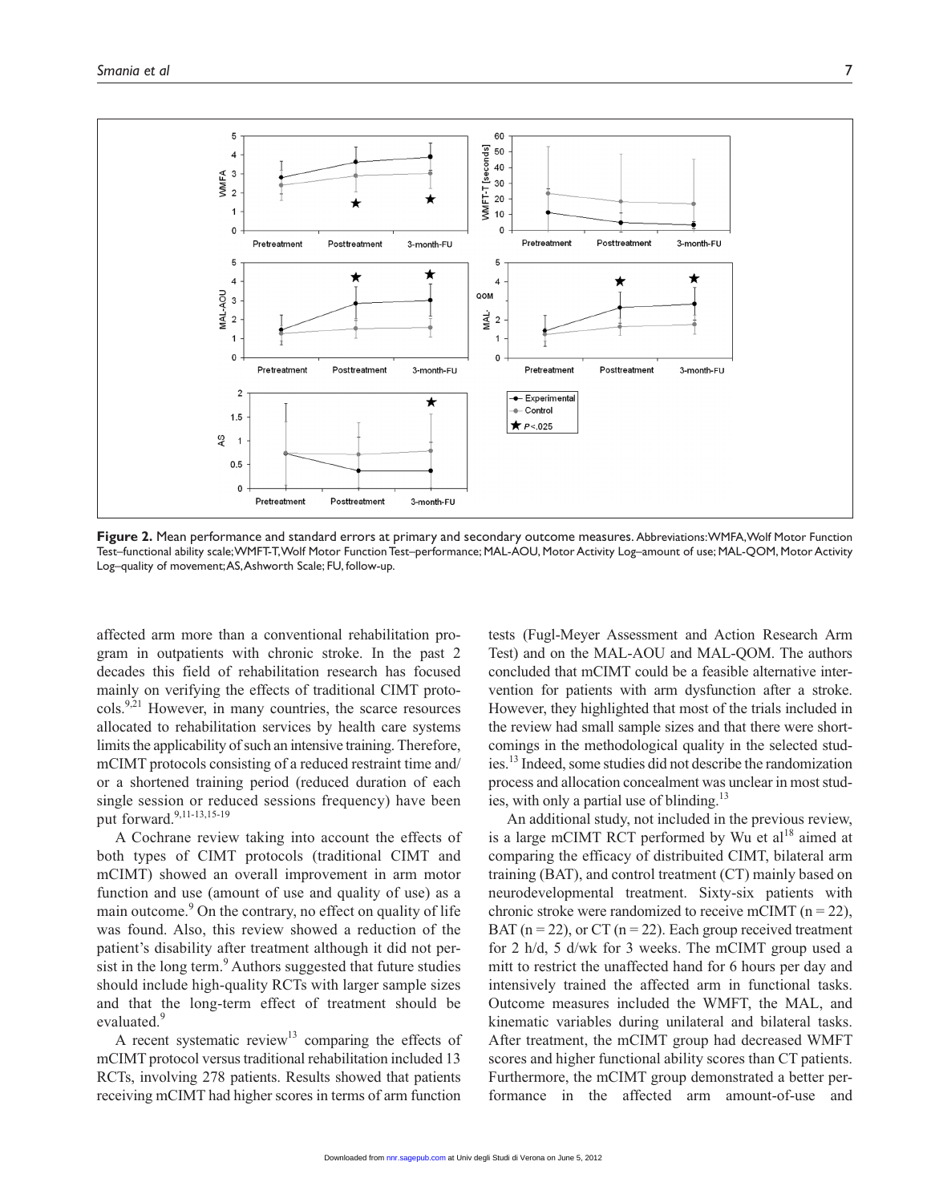**Figure 2.** Mean performance and standard errors at primary and secondary outcome measures. Abbreviations: WMFA, Wolf Motor Function Test–functional ability scale; WMFT-T, Wolf Motor Function Test–performance; MAL-AOU, Motor Activity Log–amount of use; MAL-QOM, Motor Activity Log–quality of movement; AS, Ashworth Scale; FU, follow-up.

affected arm more than a conventional rehabilitation program in outpatients with chronic stroke. In the past 2 decades this field of rehabilitation research has focused mainly on verifying the effects of traditional CIMT protocols.[9,21] However, in many countries, the scarce resources allocated to rehabilitation services by health care systems limits the applicability of such an intensive training. Therefore, mCIMT protocols consisting of a reduced restraint time and/or a shortened training period (reduced duration of each single session or reduced sessions frequency) have been put forward.[9,11-13,15-19]

A Cochrane review taking into account the effects of both types of CIMT protocols (traditional CIMT and mCIMT) showed an overall improvement in arm motor function and use (amount of use and quality of use) as a main outcome.[9] On the contrary, no effect on quality of life was found. Also, this review showed a reduction of the patient's disability after treatment although it did not persist in the long term.[9] Authors suggested that future studies should include high-quality RCTs with larger sample sizes and that the long-term effect of treatment should be evaluated.[9]

A recent systematic review[13] comparing the effects of mCIMT protocol versus traditional rehabilitation included 13 RCTs, involving 278 patients. Results showed that patients receiving mCIMT had higher scores in terms of arm function tests (Fugl-Meyer Assessment and Action Research Arm Test) and on the MAL-AOU and MAL-QOM. The authors concluded that mCIMT could be a feasible alternative intervention for patients with arm dysfunction after a stroke. However, they highlighted that most of the trials included in the review had small sample sizes and that there were shortcomings in the methodological quality in the selected studies.[13] Indeed, some studies did not describe the randomization process and allocation concealment was unclear in most studies, with only a partial use of blinding.[13]

An additional study, not included in the previous review, is a large mCIMT RCT performed by Wu et al[18] aimed at comparing the efficacy of distributed CIMT, bilateral arm training (BAT), and control treatment (CT) mainly based on neurodevelopmental treatment. Sixty-six patients with chronic stroke were randomized to receive mCIMT (n = 22), BAT (n = 22), or CT (n = 22). Each group received treatment for 2 h/d, 5 d/wk for 3 weeks. The mCIMT group used a mitt to restrict the unaffected hand for 6 hours per day and intensively trained the affected arm in functional tasks. Outcome measures included the WMFT, the MAL, and kinematic variables during unilateral and bilateral tasks. After treatment, the mCIMT group had decreased WMFT scores and higher functional ability scores than CT patients. Furthermore, the mCIMT group demonstrated a better performance in the affected arm amount-of-use and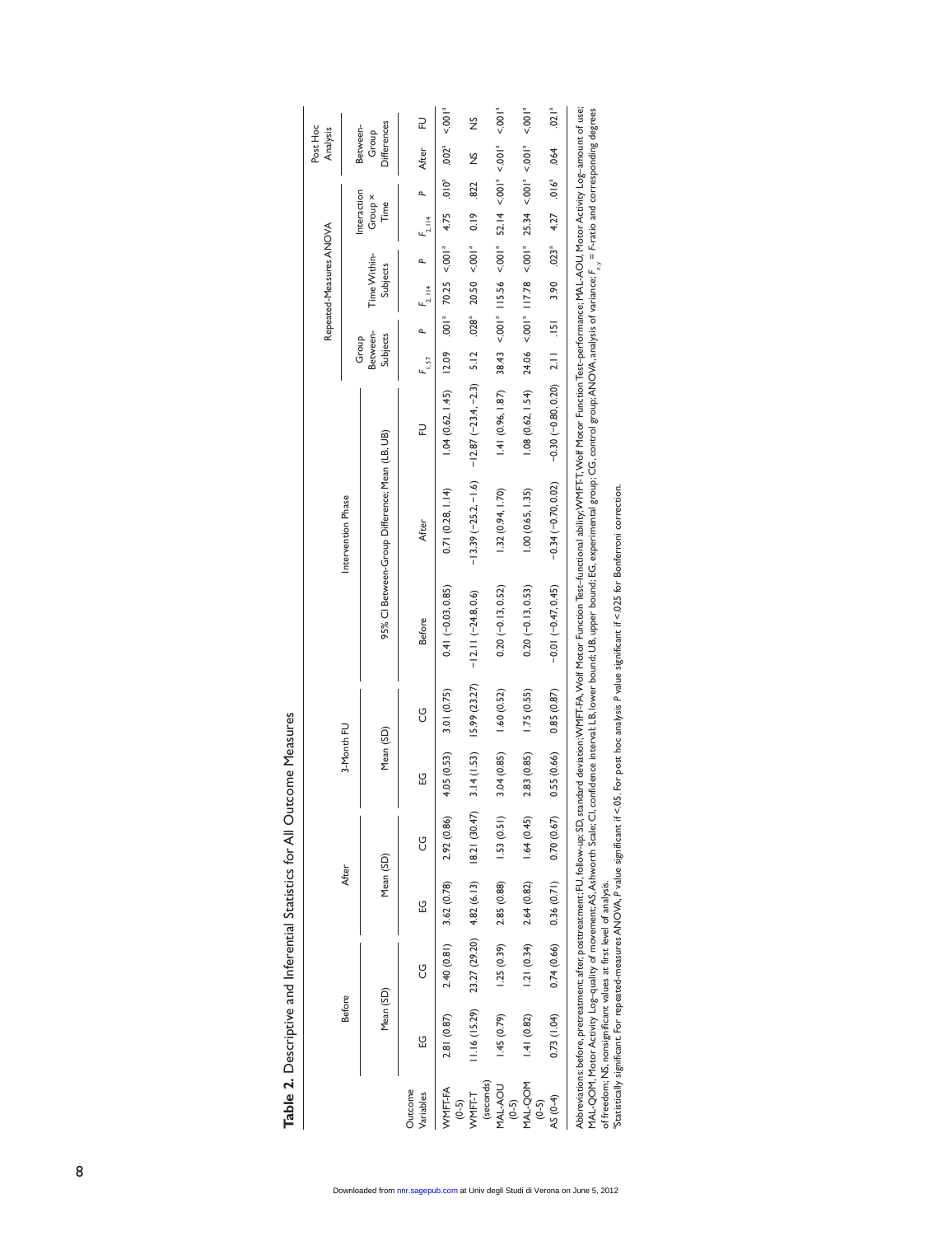**Table 2.** Descriptive and Inferential Statistics for All Outcome Measures

| Outcome Variables | Before | | After | | 3-Month FU | | Intervention Phase | | | Repeated-Measures ANOVA | | | | | | Post Hoc Analysis | |
|---|---|---|---|---|---|---|---|---|---|---|---|---|---|---|---|---|---|
| | Mean (SD) | | Mean (SD) | | Mean (SD) | | 95% CI Between-Group Difference; Mean (LB, UB) | | | Group Between-Subjects | | Time Within-Subjects | | Interaction Group × Time | | Between-Group Differences | |
| | EG | CG | EG | CG | EG | CG | Before | After | FU | $F_{1,57}$ | P | $F_{2,114}$ | P | $F_{2,114}$ | P | After | FU |
| WMFT-FA (0-5) | 2.81 (0.87) | 2.40 (0.81) | 3.62 (0.78) | 2.92 (0.86) | 4.05 (0.53) | 3.01 (0.75) | 0.41 (−0.03, 0.85) | 0.71 (0.28, 1.14) | 1.04 (0.62, 1.45) | 12.09 | .001[a] | 70.25 | <.001[a] | 4.75 | .010[a] | .002[a] | <.001[a] |
| WMFT-T (seconds) | 11.16 (15.29) | 23.27 (29.20) | 4.82 (6.13) | 18.21 (30.47) | 3.14 (1.53) | 15.99 (23.27) | −12.11 (−24.8, 0.6) | −13.39 (−25.2, −1.6) | −12.87 (−23.4, −2.3) | 5.12 | .028[a] | 20.50 | <.001[a] | 0.19 | .822 | NS | NS |
| MAL-AOU (0-5) | 1.45 (0.79) | 1.25 (0.39) | 2.85 (0.88) | 1.53 (0.51) | 3.04 (0.85) | 1.60 (0.52) | 0.20 (−0.13, 0.52) | 1.32 (0.94, 1.70) | 1.41 (0.96, 1.87) | 38.43 | <.001[a] | 115.56 | <.001[a] | 52.14 | <.001[a] | <.001[a] | <.001[a] |
| MAL-QOM (0-5) | 1.41 (0.82) | 1.21 (0.34) | 2.64 (0.82) | 1.64 (0.45) | 2.83 (0.85) | 1.75 (0.55) | 0.20 (−0.13, 0.53) | 1.00 (0.65, 1.35) | 1.08 (0.62, 1.54) | 24.06 | <.001[a] | 117.78 | <.001[a] | 25.34 | <.001[a] | <.001[a] | <.001[a] |
| AS (0-4) | 0.73 (1.04) | 0.74 (0.66) | 0.36 (0.71) | 0.70 (0.67) | 0.55 (0.66) | 0.85 (0.87) | −0.01 (−0.47, 0.45) | −0.34 (−0.70, 0.02) | −0.30 (−0.80, 0.20) | 2.11 | .151 | 3.90 | .023[a] | 4.27 | .016[a] | .064 | .021[a] |

Abbreviations: before, pretreatment; after, posttreatment; FU, follow-up; SD, standard deviation; WMFT-FA, Wolf Motor Function Test–functional ability; WMFT-T, Wolf Motor Function Test–performance; MAL-AOU, Motor Activity Log–amount of use; MAL-QOM, Motor Activity Log–quality of movement; AS, Ashworth Scale; CI, confidence interval; LB, lower bound; UB, upper bound; EG, experimental group; CG, control group; ANOVA, analysis of variance; $F_{x,y}$ = F-ratio and corresponding degrees of freedom; NS, nonsignificant values at first level of analysis.

[a]Statistically significant. For repeated-measures ANOVA, P value significant if <.05. For post hoc analysis P value significant if <.025 for Bonferroni correction.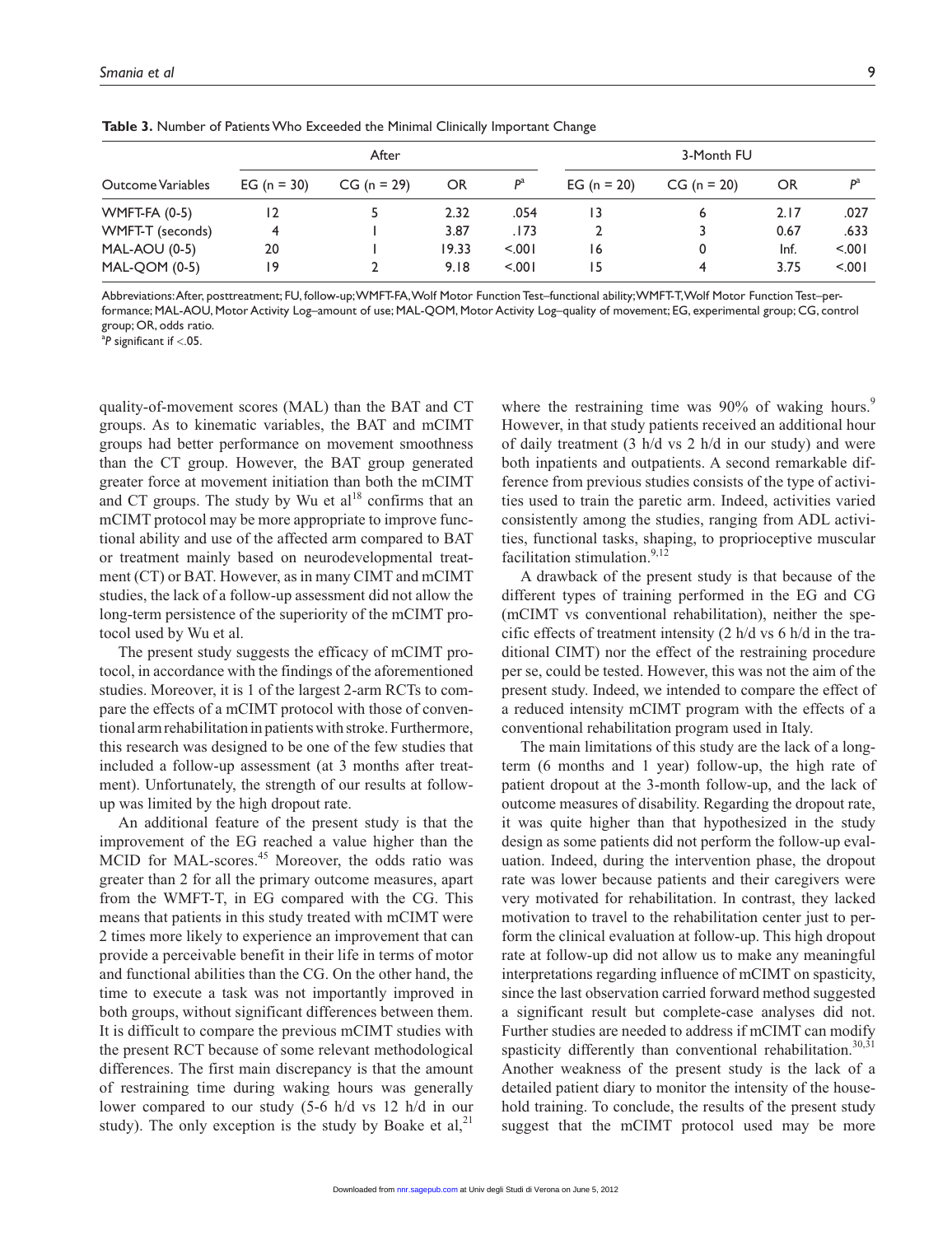**Table 3.** Number of Patients Who Exceeded the Minimal Clinically Important Change

| Outcome Variables | After | | | | 3-Month FU | | | |
|---|---|---|---|---|---|---|---|---|
| | EG (n = 30) | CG (n = 29) | OR | $P$[a] | EG (n = 20) | CG (n = 20) | OR | $P$[a] |
| WMFT-FA (0-5) | 12 | 5 | 2.32 | .054 | 13 | 6 | 2.17 | .027 |
| WMFT-T (seconds) | 4 | 1 | 3.87 | .173 | 2 | 3 | 0.67 | .633 |
| MAL-AOU (0-5) | 20 | 1 | 19.33 | <.001 | 16 | 0 | Inf. | <.001 |
| MAL-QOM (0-5) | 19 | 2 | 9.18 | <.001 | 15 | 4 | 3.75 | <.001 |

Abbreviations: After, posttreatment; FU, follow-up; WMFT-FA, Wolf Motor Function Test–functional ability; WMFT-T, Wolf Motor Function Test–performance; MAL-AOU, Motor Activity Log–amount of use; MAL-QOM, Motor Activity Log–quality of movement; EG, experimental group; CG, control group; OR, odds ratio.
[a]$P$ significant if <.05.

quality-of-movement scores (MAL) than the BAT and CT groups. As to kinematic variables, the BAT and mCIMT groups had better performance on movement smoothness than the CT group. However, the BAT group generated greater force at movement initiation than both the mCIMT and CT groups. The study by Wu et al[18] confirms that an mCIMT protocol may be more appropriate to improve functional ability and use of the affected arm compared to BAT or treatment mainly based on neurodevelopmental treatment (CT) or BAT. However, as in many CIMT and mCIMT studies, the lack of a follow-up assessment did not allow the long-term persistence of the superiority of the mCIMT protocol used by Wu et al.

The present study suggests the efficacy of mCIMT protocol, in accordance with the findings of the aforementioned studies. Moreover, it is 1 of the largest 2-arm RCTs to compare the effects of a mCIMT protocol with those of conventional arm rehabilitation in patients with stroke. Furthermore, this research was designed to be one of the few studies that included a follow-up assessment (at 3 months after treatment). Unfortunately, the strength of our results at follow-up was limited by the high dropout rate.

An additional feature of the present study is that the improvement of the EG reached a value higher than the MCID for MAL-scores.[45] Moreover, the odds ratio was greater than 2 for all the primary outcome measures, apart from the WMFT-T, in EG compared with the CG. This means that patients in this study treated with mCIMT were 2 times more likely to experience an improvement that can provide a perceivable benefit in their life in terms of motor and functional abilities than the CG. On the other hand, the time to execute a task was not importantly improved in both groups, without significant differences between them. It is difficult to compare the previous mCIMT studies with the present RCT because of some relevant methodological differences. The first main discrepancy is that the amount of restraining time during waking hours was generally lower compared to our study (5-6 h/d vs 12 h/d in our study). The only exception is the study by Boake et al,[21] where the restraining time was 90% of waking hours.[9] However, in that study patients received an additional hour of daily treatment (3 h/d vs 2 h/d in our study) and were both inpatients and outpatients. A second remarkable difference from previous studies consists of the type of activities used to train the paretic arm. Indeed, activities varied consistently among the studies, ranging from ADL activities, functional tasks, shaping, to proprioceptive muscular facilitation stimulation.[9,12]

A drawback of the present study is that because of the different types of training performed in the EG and CG (mCIMT vs conventional rehabilitation), neither the specific effects of treatment intensity (2 h/d vs 6 h/d in the traditional CIMT) nor the effect of the restraining procedure per se, could be tested. However, this was not the aim of the present study. Indeed, we intended to compare the effect of a reduced intensity mCIMT program with the effects of a conventional rehabilitation program used in Italy.

The main limitations of this study are the lack of a long-term (6 months and 1 year) follow-up, the high rate of patient dropout at the 3-month follow-up, and the lack of outcome measures of disability. Regarding the dropout rate, it was quite higher than that hypothesized in the study design as some patients did not perform the follow-up evaluation. Indeed, during the intervention phase, the dropout rate was lower because patients and their caregivers were very motivated for rehabilitation. In contrast, they lacked motivation to travel to the rehabilitation center just to perform the clinical evaluation at follow-up. This high dropout rate at follow-up did not allow us to make any meaningful interpretations regarding influence of mCIMT on spasticity, since the last observation carried forward method suggested a significant result but complete-case analyses did not. Further studies are needed to address if mCIMT can modify spasticity differently than conventional rehabilitation.[30,31] Another weakness of the present study is the lack of a detailed patient diary to monitor the intensity of the household training. To conclude, the results of the present study suggest that the mCIMT protocol used may be more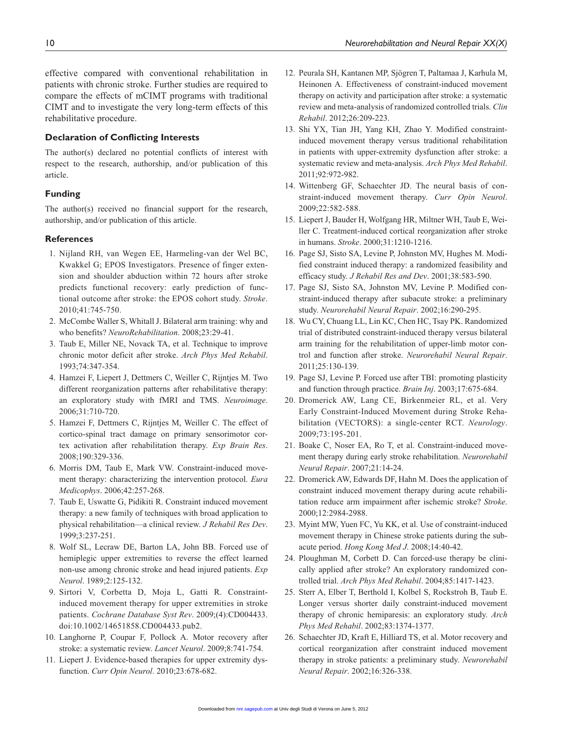effective compared with conventional rehabilitation in patients with chronic stroke. Further studies are required to compare the effects of mCIMT programs with traditional CIMT and to investigate the very long-term effects of this rehabilitative procedure.

### Declaration of Conflicting Interests

The author(s) declared no potential conflicts of interest with respect to the research, authorship, and/or publication of this article.

### Funding

The author(s) received no financial support for the research, authorship, and/or publication of this article.

### References

1. Nijland RH, van Wegen EE, Harmeling-van der Wel BC, Kwakkel G; EPOS Investigators. Presence of finger extension and shoulder abduction within 72 hours after stroke predicts functional recovery: early prediction of functional outcome after stroke: the EPOS cohort study. *Stroke*. 2010;41:745-750.
2. McCombe Waller S, Whitall J. Bilateral arm training: why and who benefits? *NeuroRehabilitation*. 2008;23:29-41.
3. Taub E, Miller NE, Novack TA, et al. Technique to improve chronic motor deficit after stroke. *Arch Phys Med Rehabil*. 1993;74:347-354.
4. Hamzei F, Liepert J, Dettmers C, Weiller C, Rijntjes M. Two different reorganization patterns after rehabilitative therapy: an exploratory study with fMRI and TMS. *Neuroimage*. 2006;31:710-720.
5. Hamzei F, Dettmers C, Rijntjes M, Weiller C. The effect of cortico-spinal tract damage on primary sensorimotor cortex activation after rehabilitation therapy. *Exp Brain Res*. 2008;190:329-336.
6. Morris DM, Taub E, Mark VW. Constraint-induced movement therapy: characterizing the intervention protocol. *Eura Medicophys*. 2006;42:257-268.
7. Taub E, Uswatte G, Pidikiti R. Constraint induced movement therapy: a new family of techniques with broad application to physical rehabilitation—a clinical review. *J Rehabil Res Dev*. 1999;3:237-251.
8. Wolf SL, Lecraw DE, Barton LA, John BB. Forced use of hemiplegic upper extremities to reverse the effect learned non-use among chronic stroke and head injured patients. *Exp Neurol*. 1989;2:125-132.
9. Sirtori V, Corbetta D, Moja L, Gatti R. Constraint-induced movement therapy for upper extremities in stroke patients. *Cochrane Database Syst Rev*. 2009;(4):CD004433. doi:10.1002/14651858.CD004433.pub2.
10. Langhorne P, Coupar F, Pollock A. Motor recovery after stroke: a systematic review. *Lancet Neurol*. 2009;8:741-754.
11. Liepert J. Evidence-based therapies for upper extremity dysfunction. *Curr Opin Neurol*. 2010;23:678-682.
12. Peurala SH, Kantanen MP, Sjögren T, Paltamaa J, Karhula M, Heinonen A. Effectiveness of constraint-induced movement therapy on activity and participation after stroke: a systematic review and meta-analysis of randomized controlled trials. *Clin Rehabil*. 2012;26:209-223.
13. Shi YX, Tian JH, Yang KH, Zhao Y. Modified constraint-induced movement therapy versus traditional rehabilitation in patients with upper-extremity dysfunction after stroke: a systematic review and meta-analysis. *Arch Phys Med Rehabil*. 2011;92:972-982.
14. Wittenberg GF, Schaechter JD. The neural basis of constraint-induced movement therapy. *Curr Opin Neurol*. 2009;22:582-588.
15. Liepert J, Bauder H, Wolfgang HR, Miltner WH, Taub E, Weiller C. Treatment-induced cortical reorganization after stroke in humans. *Stroke*. 2000;31:1210-1216.
16. Page SJ, Sisto SA, Levine P, Johnston MV, Hughes M. Modified constraint induced therapy: a randomized feasibility and efficacy study. *J Rehabil Res and Dev*. 2001;38:583-590.
17. Page SJ, Sisto SA, Johnston MV, Levine P. Modified constraint-induced therapy after subacute stroke: a preliminary study. *Neurorehabil Neural Repair*. 2002;16:290-295.
18. Wu CY, Chuang LL, Lin KC, Chen HC, Tsay PK. Randomized trial of distributed constraint-induced therapy versus bilateral arm training for the rehabilitation of upper-limb motor control and function after stroke. *Neurorehabil Neural Repair*. 2011;25:130-139.
19. Page SJ, Levine P. Forced use after TBI: promoting plasticity and function through practice. *Brain Inj*. 2003;17:675-684.
20. Dromerick AW, Lang CE, Birkenmeier RL, et al. Very Early Constraint-Induced Movement during Stroke Rehabilitation (VECTORS): a single-center RCT. *Neurology*. 2009;73:195-201.
21. Boake C, Noser EA, Ro T, et al. Constraint-induced movement therapy during early stroke rehabilitation. *Neurorehabil Neural Repair*. 2007;21:14-24.
22. Dromerick AW, Edwards DF, Hahn M. Does the application of constraint induced movement therapy during acute rehabilitation reduce arm impairment after ischemic stroke? *Stroke*. 2000;12:2984-2988.
23. Myint MW, Yuen FC, Yu KK, et al. Use of constraint-induced movement therapy in Chinese stroke patients during the subacute period. *Hong Kong Med J*. 2008;14:40-42.
24. Ploughman M, Corbett D. Can forced-use therapy be clinically applied after stroke? An exploratory randomized controlled trial. *Arch Phys Med Rehabil*. 2004;85:1417-1423.
25. Sterr A, Elber T, Berthold I, Kolbel S, Rockstroh B, Taub E. Longer versus shorter daily constraint-induced movement therapy of chronic hemiparesis: an exploratory study. *Arch Phys Med Rehabil*. 2002;83:1374-1377.
26. Schaechter JD, Kraft E, Hilliard TS, et al. Motor recovery and cortical reorganization after constraint induced movement therapy in stroke patients: a preliminary study. *Neurorehabil Neural Repair*. 2002;16:326-338.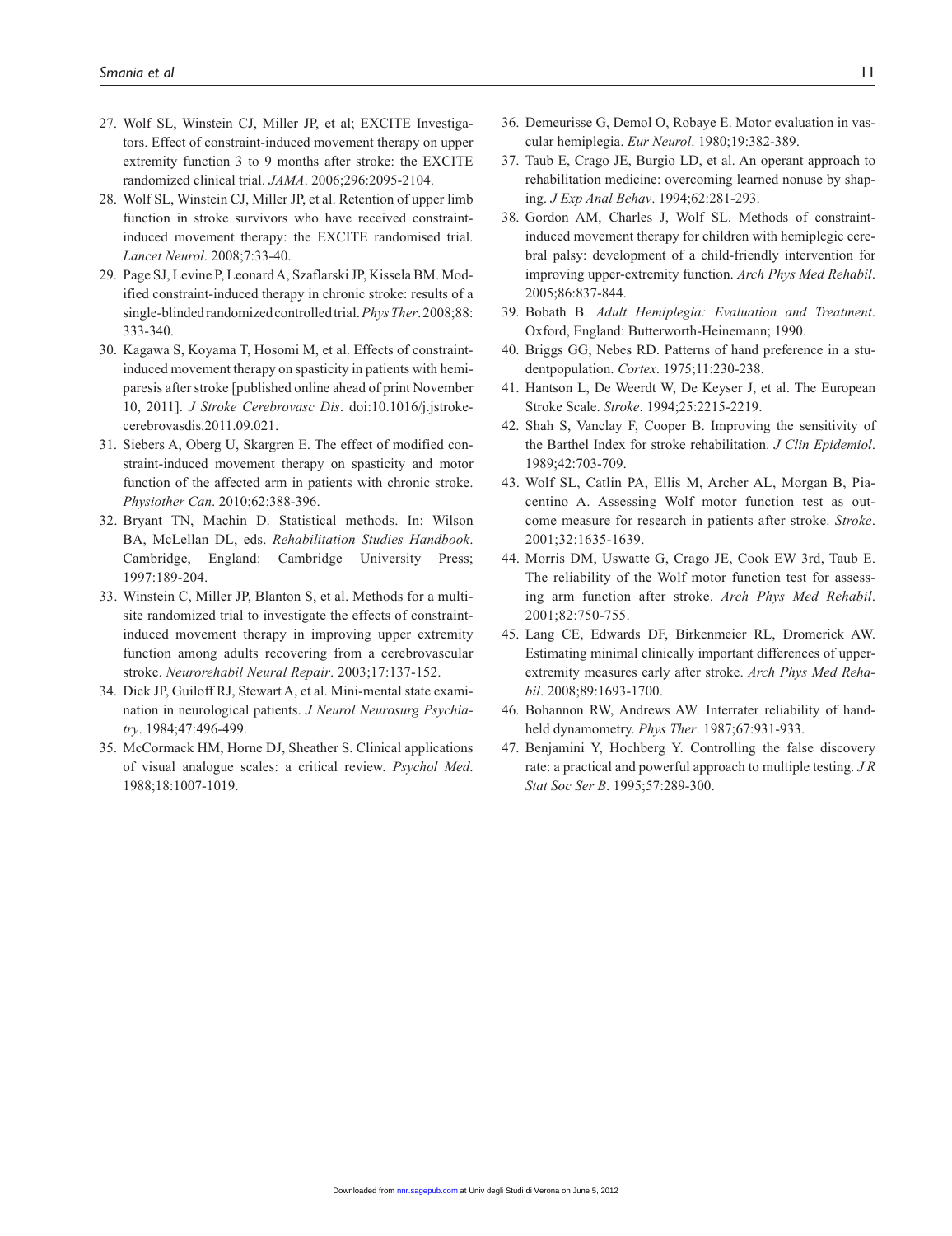27. Wolf SL, Winstein CJ, Miller JP, et al; EXCITE Investigators. Effect of constraint-induced movement therapy on upper extremity function 3 to 9 months after stroke: the EXCITE randomized clinical trial. *JAMA*. 2006;296:2095-2104.
28. Wolf SL, Winstein CJ, Miller JP, et al. Retention of upper limb function in stroke survivors who have received constraint-induced movement therapy: the EXCITE randomised trial. *Lancet Neurol*. 2008;7:33-40.
29. Page SJ, Levine P, Leonard A, Szaflarski JP, Kissela BM. Modified constraint-induced therapy in chronic stroke: results of a single-blinded randomized controlled trial. *Phys Ther*. 2008;88:333-340.
30. Kagawa S, Koyama T, Hosomi M, et al. Effects of constraint-induced movement therapy on spasticity in patients with hemiparesis after stroke [published online ahead of print November 10, 2011]. *J Stroke Cerebrovasc Dis*. doi:10.1016/j.jstrokecerebrovasdis.2011.09.021.
31. Siebers A, Oberg U, Skargren E. The effect of modified constraint-induced movement therapy on spasticity and motor function of the affected arm in patients with chronic stroke. *Physiother Can*. 2010;62:388-396.
32. Bryant TN, Machin D. Statistical methods. In: Wilson BA, McLellan DL, eds. *Rehabilitation Studies Handbook*. Cambridge, England: Cambridge University Press; 1997:189-204.
33. Winstein C, Miller JP, Blanton S, et al. Methods for a multisite randomized trial to investigate the effects of constraint-induced movement therapy in improving upper extremity function among adults recovering from a cerebrovascular stroke. *Neurorehabil Neural Repair*. 2003;17:137-152.
34. Dick JP, Guiloff RJ, Stewart A, et al. Mini-mental state examination in neurological patients. *J Neurol Neurosurg Psychiatry*. 1984;47:496-499.
35. McCormack HM, Horne DJ, Sheather S. Clinical applications of visual analogue scales: a critical review. *Psychol Med*. 1988;18:1007-1019.
36. Demeurisse G, Demol O, Robaye E. Motor evaluation in vascular hemiplegia. *Eur Neurol*. 1980;19:382-389.
37. Taub E, Crago JE, Burgio LD, et al. An operant approach to rehabilitation medicine: overcoming learned nonuse by shaping. *J Exp Anal Behav*. 1994;62:281-293.
38. Gordon AM, Charles J, Wolf SL. Methods of constraint-induced movement therapy for children with hemiplegic cerebral palsy: development of a child-friendly intervention for improving upper-extremity function. *Arch Phys Med Rehabil*. 2005;86:837-844.
39. Bobath B. *Adult Hemiplegia: Evaluation and Treatment*. Oxford, England: Butterworth-Heinemann; 1990.
40. Briggs GG, Nebes RD. Patterns of hand preference in a studentpopulation. *Cortex*. 1975;11:230-238.
41. Hantson L, De Weerdt W, De Keyser J, et al. The European Stroke Scale. *Stroke*. 1994;25:2215-2219.
42. Shah S, Vanclay F, Cooper B. Improving the sensitivity of the Barthel Index for stroke rehabilitation. *J Clin Epidemiol*. 1989;42:703-709.
43. Wolf SL, Catlin PA, Ellis M, Archer AL, Morgan B, Piacentino A. Assessing Wolf motor function test as outcome measure for research in patients after stroke. *Stroke*. 2001;32:1635-1639.
44. Morris DM, Uswatte G, Crago JE, Cook EW 3rd, Taub E. The reliability of the Wolf motor function test for assessing arm function after stroke. *Arch Phys Med Rehabil*. 2001;82:750-755.
45. Lang CE, Edwards DF, Birkenmeier RL, Dromerick AW. Estimating minimal clinically important differences of upper-extremity measures early after stroke. *Arch Phys Med Rehabil*. 2008;89:1693-1700.
46. Bohannon RW, Andrews AW. Interrater reliability of hand-held dynamometry. *Phys Ther*. 1987;67:931-933.
47. Benjamini Y, Hochberg Y. Controlling the false discovery rate: a practical and powerful approach to multiple testing. *J R Stat Soc Ser B*. 1995;57:289-300.